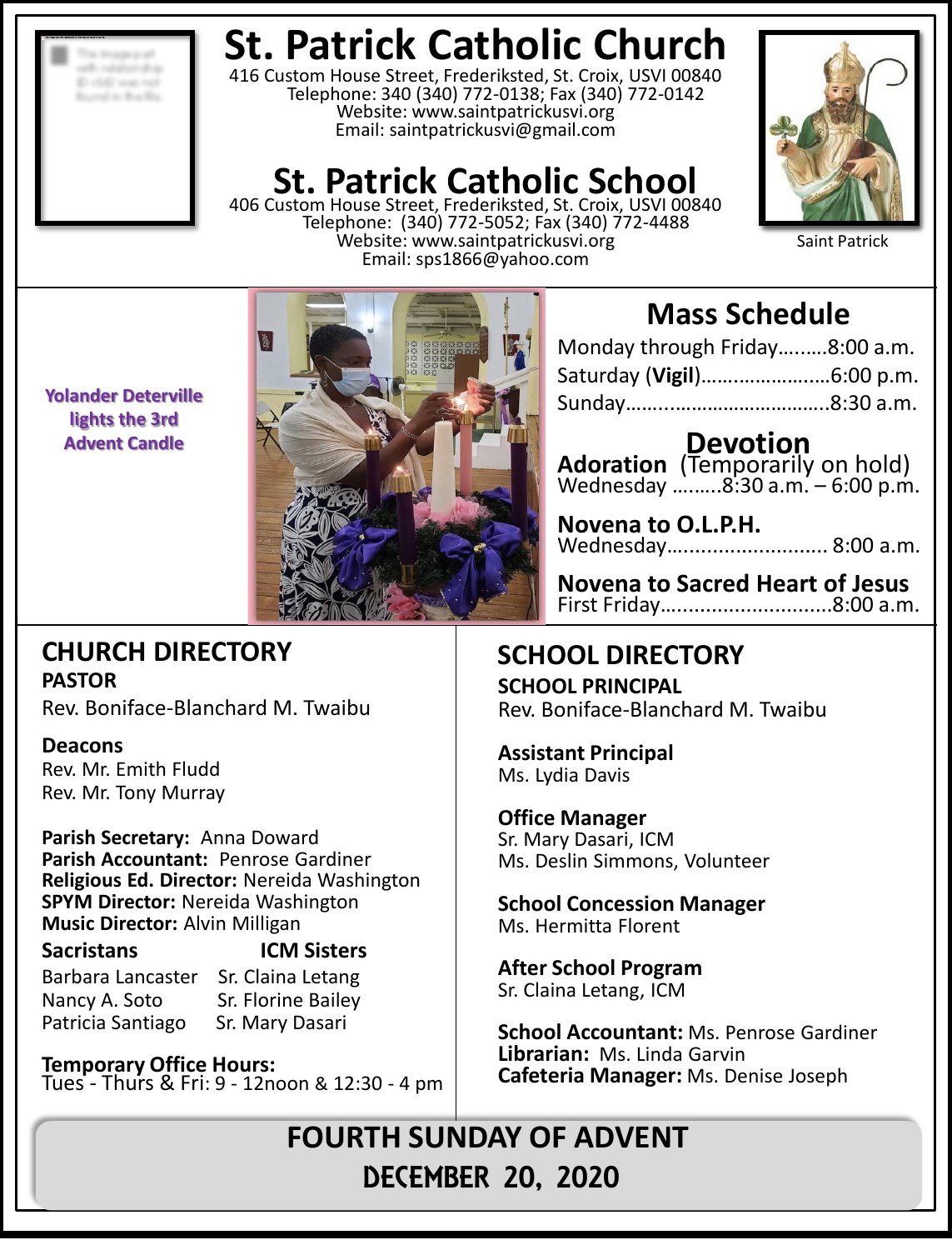# St. Patrick Catholic Church

416 Custom House Street, Frederiksted, St. Croix, USVI 00840
Telephone: 340 (340) 772-0138; Fax (340) 772-0142
Website: www.saintpatrickusvi.org
Email: saintpatrickusvi@gmail.com

# St. Patrick Catholic School

406 Custom House Street, Frederiksted, St. Croix, USVI 00840
Telephone: (340) 772-5052; Fax (340) 772-4488
Website: www.saintpatrickusvi.org
Email: sps1866@yahoo.com

Saint Patrick

**Yolander Deterville lights the 3rd Advent Candle**

## Mass Schedule

Monday through Friday……..8:00 a.m.
Saturday (**Vigil**)…………………..6:00 p.m.
Sunday…….…………………………..8:30 a.m.

## Devotion

**Adoration** (Temporarily on hold)
Wednesday ………8:30 a.m. – 6:00 p.m.

**Novena to O.L.P.H.**
Wednesday………………………. 8:00 a.m.

**Novena to Sacred Heart of Jesus**
First Friday………………………..8:00 a.m.

## CHURCH DIRECTORY

**PASTOR**
Rev. Boniface-Blanchard M. Twaibu

**Deacons**
Rev. Mr. Emith Fludd
Rev. Mr. Tony Murray

**Parish Secretary:** Anna Doward
**Parish Accountant:** Penrose Gardiner
**Religious Ed. Director:** Nereida Washington
**SPYM Director:** Nereida Washington
**Music Director:** Alvin Milligan

| **Sacristans** | **ICM Sisters** |
|---|---|
| Barbara Lancaster | Sr. Claina Letang |
| Nancy A. Soto | Sr. Florine Bailey |
| Patricia Santiago | Sr. Mary Dasari |

**Temporary Office Hours:**
Tues - Thurs & Fri: 9 - 12noon & 12:30 - 4 pm

## SCHOOL DIRECTORY

**SCHOOL PRINCIPAL**
Rev. Boniface-Blanchard M. Twaibu

**Assistant Principal**
Ms. Lydia Davis

**Office Manager**
Sr. Mary Dasari, ICM
Ms. Deslin Simmons, Volunteer

**School Concession Manager**
Ms. Hermitta Florent

**After School Program**
Sr. Claina Letang, ICM

**School Accountant:** Ms. Penrose Gardiner
**Librarian:** Ms. Linda Garvin
**Cafeteria Manager:** Ms. Denise Joseph

## FOURTH SUNDAY OF ADVENT

## DECEMBER 20, 2020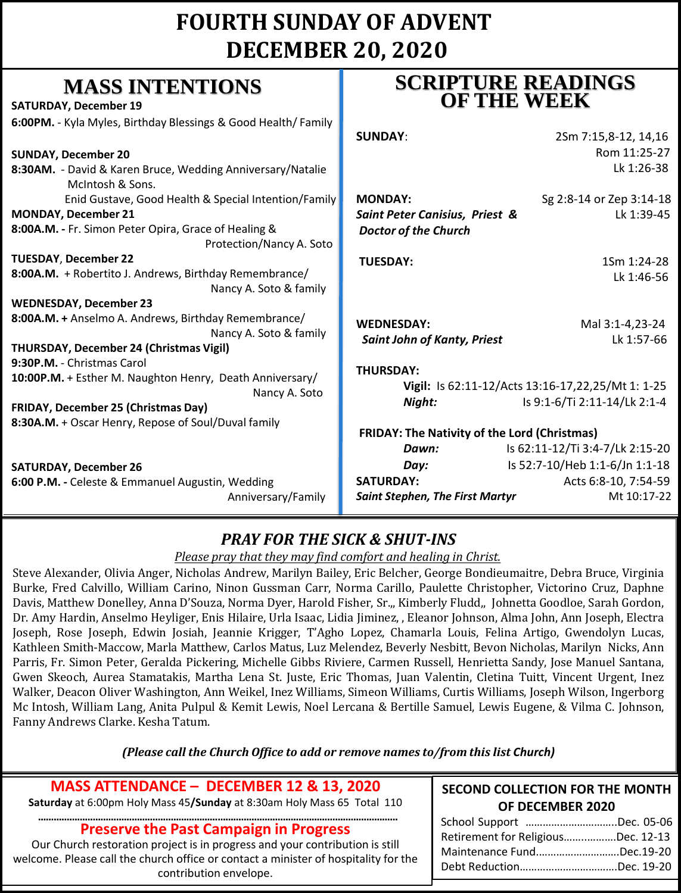# FOURTH SUNDAY OF ADVENT
# DECEMBER 20, 2020

## MASS INTENTIONS

**SATURDAY, December 19**
**6:00PM.** - Kyla Myles, Birthday Blessings & Good Health/ Family

**SUNDAY, December 20**
**8:30AM.** - David & Karen Bruce, Wedding Anniversary/Natalie McIntosh & Sons.
Enid Gustave, Good Health & Special Intention/Family

**MONDAY, December 21**
**8:00A.M. -** Fr. Simon Peter Opira, Grace of Healing & Protection/Nancy A. Soto

**TUESDAY**, **December 22**
**8:00A.M.** + Robertito J. Andrews, Birthday Remembrance/ Nancy A. Soto & family

**WEDNESDAY, December 23**
**8:00A.M. +** Anselmo A. Andrews, Birthday Remembrance/ Nancy A. Soto & family

**THURSDAY, December 24 (Christmas Vigil)**
**9:30P.M.** - Christmas Carol
**10:00P.M.** + Esther M. Naughton Henry, Death Anniversary/ Nancy A. Soto

**FRIDAY, December 25 (Christmas Day)**
**8:30A.M.** + Oscar Henry, Repose of Soul/Duval family

**SATURDAY, December 26**
**6:00 P.M. -** Celeste & Emmanuel Augustin, Wedding Anniversary/Family

## SCRIPTURE READINGS OF THE WEEK

**SUNDAY**: 2Sm 7:15,8-12, 14,16; Rom 11:25-27; Lk 1:26-38

**MONDAY:** ***Saint Peter Canisius, Priest & Doctor of the Church*** — Sg 2:8-14 or Zep 3:14-18; Lk 1:39-45

**TUESDAY:** 1Sm 1:24-28; Lk 1:46-56

**WEDNESDAY:** ***Saint John of Kanty, Priest*** — Mal 3:1-4,23-24; Lk 1:57-66

**THURSDAY:**
**Vigil:** Is 62:11-12/Acts 13:16-17,22,25/Mt 1: 1-25
***Night:*** Is 9:1-6/Ti 2:11-14/Lk 2:1-4

**FRIDAY: The Nativity of the Lord (Christmas)**
***Dawn:*** Is 62:11-12/Ti 3:4-7/Lk 2:15-20
***Day:*** Is 52:7-10/Heb 1:1-6/Jn 1:1-18

**SATURDAY:** ***Saint Stephen, The First Martyr*** — Acts 6:8-10, 7:54-59; Mt 10:17-22

## *PRAY FOR THE SICK & SHUT-INS*

*Please pray that they may find comfort and healing in Christ.*

Steve Alexander, Olivia Anger, Nicholas Andrew, Marilyn Bailey, Eric Belcher, George Bondieumaitre, Debra Bruce, Virginia Burke, Fred Calvillo, William Carino, Ninon Gussman Carr, Norma Carillo, Paulette Christopher, Victorino Cruz, Daphne Davis, Matthew Donelley, Anna D'Souza, Norma Dyer, Harold Fisher, Sr.,, Kimberly Fludd,, Johnetta Goodloe, Sarah Gordon, Dr. Amy Hardin, Anselmo Heyliger, Enis Hilaire, Urla Isaac, Lidia Jiminez, , Eleanor Johnson, Alma John, Ann Joseph, Electra Joseph, Rose Joseph, Edwin Josiah, Jeannie Krigger, T'Agho Lopez, Chamarla Louis, Felina Artigo, Gwendolyn Lucas, Kathleen Smith-Maccow, Marla Matthew, Carlos Matus, Luz Melendez, Beverly Nesbitt, Bevon Nicholas, Marilyn Nicks, Ann Parris, Fr. Simon Peter, Geralda Pickering, Michelle Gibbs Riviere, Carmen Russell, Henrietta Sandy, Jose Manuel Santana, Gwen Skeoch, Aurea Stamatakis, Martha Lena St. Juste, Eric Thomas, Juan Valentin, Cletina Tuitt, Vincent Urgent, Inez Walker, Deacon Oliver Washington, Ann Weikel, Inez Williams, Simeon Williams, Curtis Williams, Joseph Wilson, Ingerborg Mc Intosh, William Lang, Anita Pulpul & Kemit Lewis, Noel Lercana & Bertille Samuel, Lewis Eugene, & Vilma C. Johnson, Fanny Andrews Clarke. Kesha Tatum.

***(Please call the Church Office to add or remove names to/from this list Church)***

## MASS ATTENDANCE – DECEMBER 12 & 13, 2020

**Saturday** at 6:00pm Holy Mass 45**/Sunday** at 8:30am Holy Mass 65 Total 110

## Preserve the Past Campaign in Progress

Our Church restoration project is in progress and your contribution is still welcome. Please call the church office or contact a minister of hospitality for the contribution envelope.

## SECOND COLLECTION FOR THE MONTH OF DECEMBER 2020

School Support ................................Dec. 05-06
Retirement for Religious..................Dec. 12-13
Maintenance Fund............................Dec.19-20
Debt Reduction.................................Dec. 19-20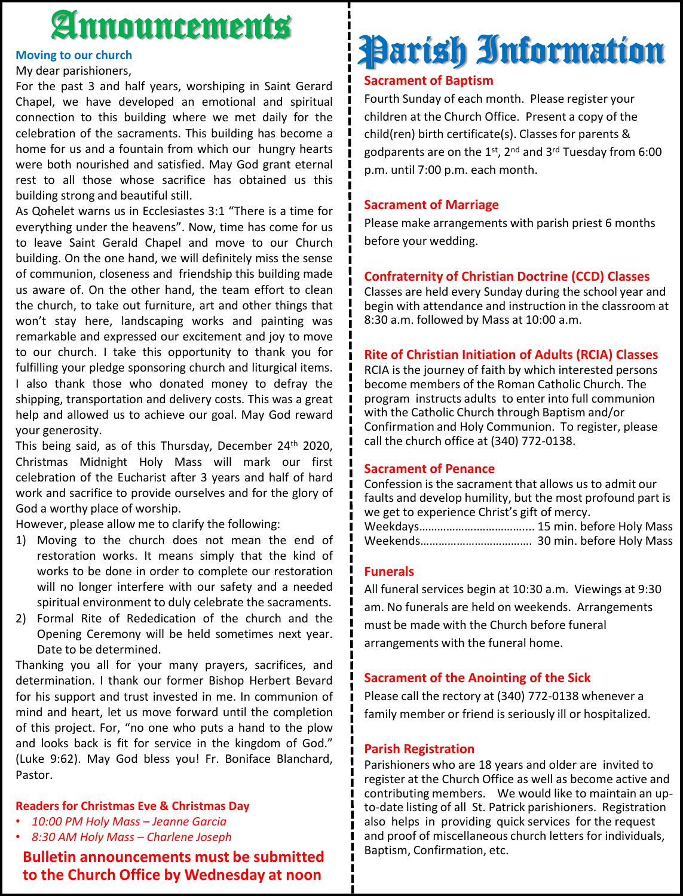# Announcements

**Moving to our church**

My dear parishioners,

For the past 3 and half years, worshiping in Saint Gerard Chapel, we have developed an emotional and spiritual connection to this building where we met daily for the celebration of the sacraments. This building has become a home for us and a fountain from which our hungry hearts were both nourished and satisfied. May God grant eternal rest to all those whose sacrifice has obtained us this building strong and beautiful still.

As Qohelet warns us in Ecclesiastes 3:1 "There is a time for everything under the heavens". Now, time has come for us to leave Saint Gerald Chapel and move to our Church building. On the one hand, we will definitely miss the sense of communion, closeness and friendship this building made us aware of. On the other hand, the team effort to clean the church, to take out furniture, art and other things that won't stay here, landscaping works and painting was remarkable and expressed our excitement and joy to move to our church. I take this opportunity to thank you for fulfilling your pledge sponsoring church and liturgical items. I also thank those who donated money to defray the shipping, transportation and delivery costs. This was a great help and allowed us to achieve our goal. May God reward your generosity.

This being said, as of this Thursday, December 24th 2020, Christmas Midnight Holy Mass will mark our first celebration of the Eucharist after 3 years and half of hard work and sacrifice to provide ourselves and for the glory of God a worthy place of worship.

However, please allow me to clarify the following:

1) Moving to the church does not mean the end of restoration works. It means simply that the kind of works to be done in order to complete our restoration will no longer interfere with our safety and a needed spiritual environment to duly celebrate the sacraments.
2) Formal Rite of Rededication of the church and the Opening Ceremony will be held sometimes next year. Date to be determined.

Thanking you all for your many prayers, sacrifices, and determination. I thank our former Bishop Herbert Bevard for his support and trust invested in me. In communion of mind and heart, let us move forward until the completion of this project. For, "no one who puts a hand to the plow and looks back is fit for service in the kingdom of God." (Luke 9:62). May God bless you! Fr. Boniface Blanchard, Pastor.

**Readers for Christmas Eve & Christmas Day**

- *10:00 PM Holy Mass – Jeanne Garcia*
- *8:30 AM Holy Mass – Charlene Joseph*

**Bulletin announcements must be submitted to the Church Office by Wednesday at noon**

# Parish Information

**Sacrament of Baptism**

Fourth Sunday of each month. Please register your children at the Church Office. Present a copy of the child(ren) birth certificate(s). Classes for parents & godparents are on the 1st, 2nd and 3rd Tuesday from 6:00 p.m. until 7:00 p.m. each month.

**Sacrament of Marriage**

Please make arrangements with parish priest 6 months before your wedding.

**Confraternity of Christian Doctrine (CCD) Classes**

Classes are held every Sunday during the school year and begin with attendance and instruction in the classroom at 8:30 a.m. followed by Mass at 10:00 a.m.

**Rite of Christian Initiation of Adults (RCIA) Classes**

RCIA is the journey of faith by which interested persons become members of the Roman Catholic Church. The program instructs adults to enter into full communion with the Catholic Church through Baptism and/or Confirmation and Holy Communion. To register, please call the church office at (340) 772-0138.

**Sacrament of Penance**

Confession is the sacrament that allows us to admit our faults and develop humility, but the most profound part is we get to experience Christ's gift of mercy.

Weekdays……………………………….. 15 min. before Holy Mass
Weekends………………………………. 30 min. before Holy Mass

**Funerals**

All funeral services begin at 10:30 a.m. Viewings at 9:30 am. No funerals are held on weekends. Arrangements must be made with the Church before funeral arrangements with the funeral home.

**Sacrament of the Anointing of the Sick**

Please call the rectory at (340) 772-0138 whenever a family member or friend is seriously ill or hospitalized.

**Parish Registration**

Parishioners who are 18 years and older are invited to register at the Church Office as well as become active and contributing members. We would like to maintain an up-to-date listing of all St. Patrick parishioners. Registration also helps in providing quick services for the request and proof of miscellaneous church letters for individuals, Baptism, Confirmation, etc.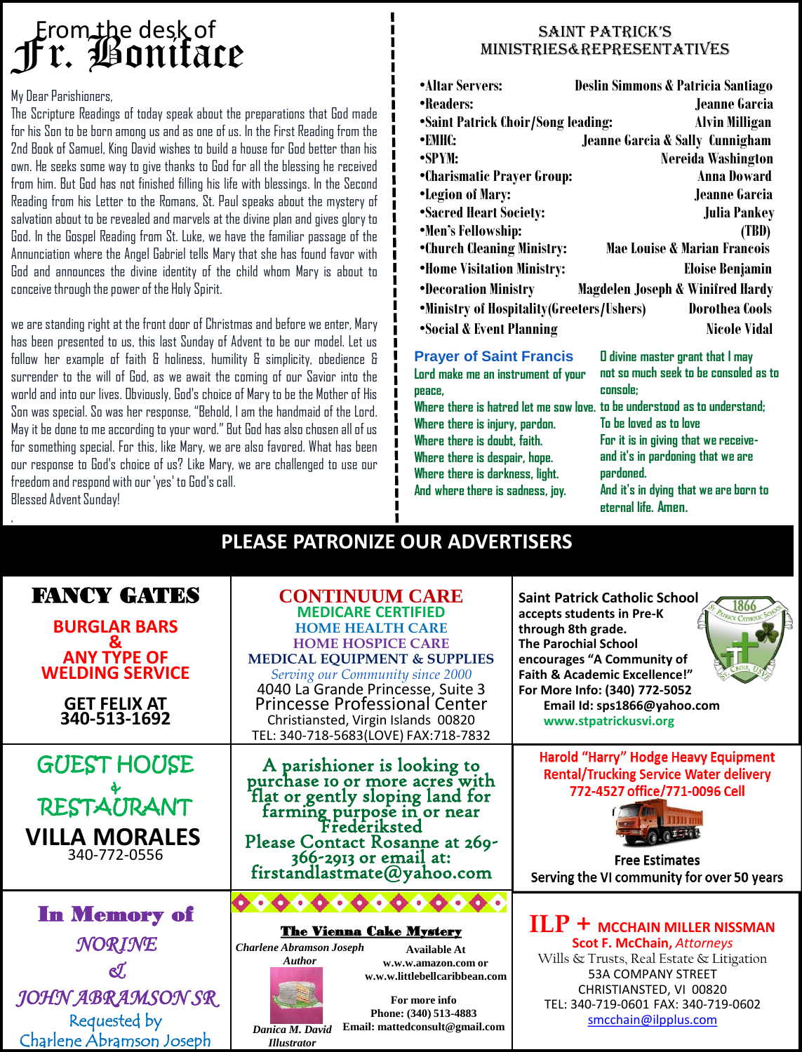# From the desk of Fr. Boniface

My Dear Parishioners,

The Scripture Readings of today speak about the preparations that God made for his Son to be born among us and as one of us. In the First Reading from the 2nd Book of Samuel, King David wishes to build a house for God better than his own. He seeks some way to give thanks to God for all the blessing he received from him. But God has not finished filling his life with blessings. In the Second Reading from his Letter to the Romans, St. Paul speaks about the mystery of salvation about to be revealed and marvels at the divine plan and gives glory to God. In the Gospel Reading from St. Luke, we have the familiar passage of the Annunciation where the Angel Gabriel tells Mary that she has found favor with God and announces the divine identity of the child whom Mary is about to conceive through the power of the Holy Spirit.

we are standing right at the front door of Christmas and before we enter, Mary has been presented to us, this last Sunday of Advent to be our model. Let us follow her example of faith & holiness, humility & simplicity, obedience & surrender to the will of God, as we await the coming of our Savior into the world and into our lives. Obviously, God's choice of Mary to be the Mother of His Son was special. So was her response, "Behold, I am the handmaid of the Lord. May it be done to me according to your word." But God has also chosen all of us for something special. For this, like Mary, we are also favored. What has been our response to God's choice of us? Like Mary, we are challenged to use our freedom and respond with our 'yes' to God's call.

Blessed Advent Sunday!

## SAINT PATRICK'S MINISTRIES & REPRESENTATIVES

- **Altar Servers:** Deslin Simmons & Patricia Santiago
- **Readers:** Jeanne Garcia
- **Saint Patrick Choir/Song leading:** Alvin Milligan
- **EMHC:** Jeanne Garcia & Sally Cunnigham
- **SPYM:** Nereida Washington
- **Charismatic Prayer Group:** Anna Doward
- **Legion of Mary:** Jeanne Garcia
- **Sacred Heart Society:** Julia Pankey
- **Men's Fellowship:** (TBD)
- **Church Cleaning Ministry:** Mae Louise & Marian Francois
- **Home Visitation Ministry:** Eloise Benjamin
- **Decoration Ministry** Magdelen Joseph & Winifred Hardy
- **Ministry of Hospitality(Greeters/Ushers)** Dorothea Cools
- **Social & Event Planning** Nicole Vidal

### Prayer of Saint Francis

Lord make me an instrument of your peace,
Where there is hatred let me sow love.
Where there is injury, pardon.
Where there is doubt, faith.
Where there is despair, hope.
Where there is darkness, light.
And where there is sadness, joy.
O divine master grant that I may not so much seek to be consoled as to console;
to be understood as to understand;
To be loved as to love
For it is in giving that we receive-
and it's in pardoning that we are pardoned.
And it's in dying that we are born to eternal life. Amen.

## PLEASE PATRONIZE OUR ADVERTISERS

**FANCY GATES**
**BURGLAR BARS & ANY TYPE OF WELDING SERVICE**
**GET FELIX AT 340-513-1692**

**CONTINUUM CARE**
MEDICARE CERTIFIED
HOME HEALTH CARE
HOME HOSPICE CARE
MEDICAL EQUIPMENT & SUPPLIES
*Serving our Community since 2000*
4040 La Grande Princesse, Suite 3
Princesse Professional Center
Christiansted, Virgin Islands 00820
TEL: 340-718-5683(LOVE) FAX:718-7832

**Saint Patrick Catholic School** accepts students in Pre-K through 8th grade.
The Parochial School encourages "A Community of Faith & Academic Excellence!"
For More Info: (340) 772-5052
Email Id: sps1866@yahoo.com
www.stpatrickusvi.org

**GUEST HOUSE & RESTAURANT**
**VILLA MORALES**
340-772-0556

A parishioner is looking to purchase 10 or more acres with flat or gently sloping land for farming purpose in or near Frederiksted
Please Contact Rosanne at 269-366-2913 or email at: firstandlastmate@yahoo.com

**Harold "Harry" Hodge Heavy Equipment Rental/Trucking Service Water delivery**
**772-4527 office/771-0096 Cell**
Free Estimates
Serving the VI community for over 50 years

**In Memory of**
*NORINE & JOHN ABRAMSON SR*
Requested by Charlene Abramson Joseph

**The Vienna Cake Mystery**
*Charlene Abramson Joseph* Author
Available At w.w.w.amazon.com or w.w.w.littlebellcaribbean.com
For more info
Phone: (340) 513-4883
Email: mattedconsult@gmail.com
*Danica M. David* Illustrator

**ILP + MCCHAIN MILLER NISSMAN**
**Scot F. McChain,** *Attorneys*
Wills & Trusts, Real Estate & Litigation
53A COMPANY STREET
CHRISTIANSTED, VI 00820
TEL: 340-719-0601 FAX: 340-719-0602
smcchain@ilpplus.com